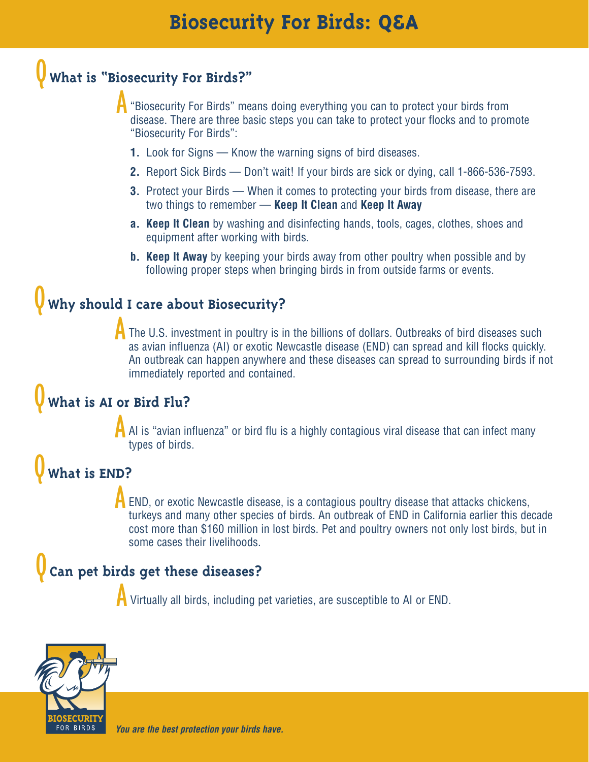# Biosecurity For Birds: Q&A

## Q What is "Biosecurity For Birds?"

**A** "Biosecurity For Birds" means doing everything you can to protect your birds from disease. There are three basic steps you can take to protect your flocks and to promote "Biosecurity For Birds":

1. Look for Signs — Know the warning signs of bird diseases.
2. Report Sick Birds — Don't wait! If your birds are sick or dying, call 1-866-536-7593.
3. Protect your Birds — When it comes to protecting your birds from disease, there are two things to remember — **Keep It Clean** and **Keep It Away**

   a. **Keep It Clean** by washing and disinfecting hands, tools, cages, clothes, shoes and equipment after working with birds.

   b. **Keep It Away** by keeping your birds away from other poultry when possible and by following proper steps when bringing birds in from outside farms or events.

## Q Why should I care about Biosecurity?

**A** The U.S. investment in poultry is in the billions of dollars. Outbreaks of bird diseases such as avian influenza (AI) or exotic Newcastle disease (END) can spread and kill flocks quickly. An outbreak can happen anywhere and these diseases can spread to surrounding birds if not immediately reported and contained.

## Q What is AI or Bird Flu?

**A** AI is "avian influenza" or bird flu is a highly contagious viral disease that can infect many types of birds.

## Q What is END?

**A** END, or exotic Newcastle disease, is a contagious poultry disease that attacks chickens, turkeys and many other species of birds. An outbreak of END in California earlier this decade cost more than $160 million in lost birds. Pet and poultry owners not only lost birds, but in some cases their livelihoods.

## Q Can pet birds get these diseases?

**A** Virtually all birds, including pet varieties, are susceptible to AI or END.

BIOSECURITY FOR BIRDS

*You are the best protection your birds have.*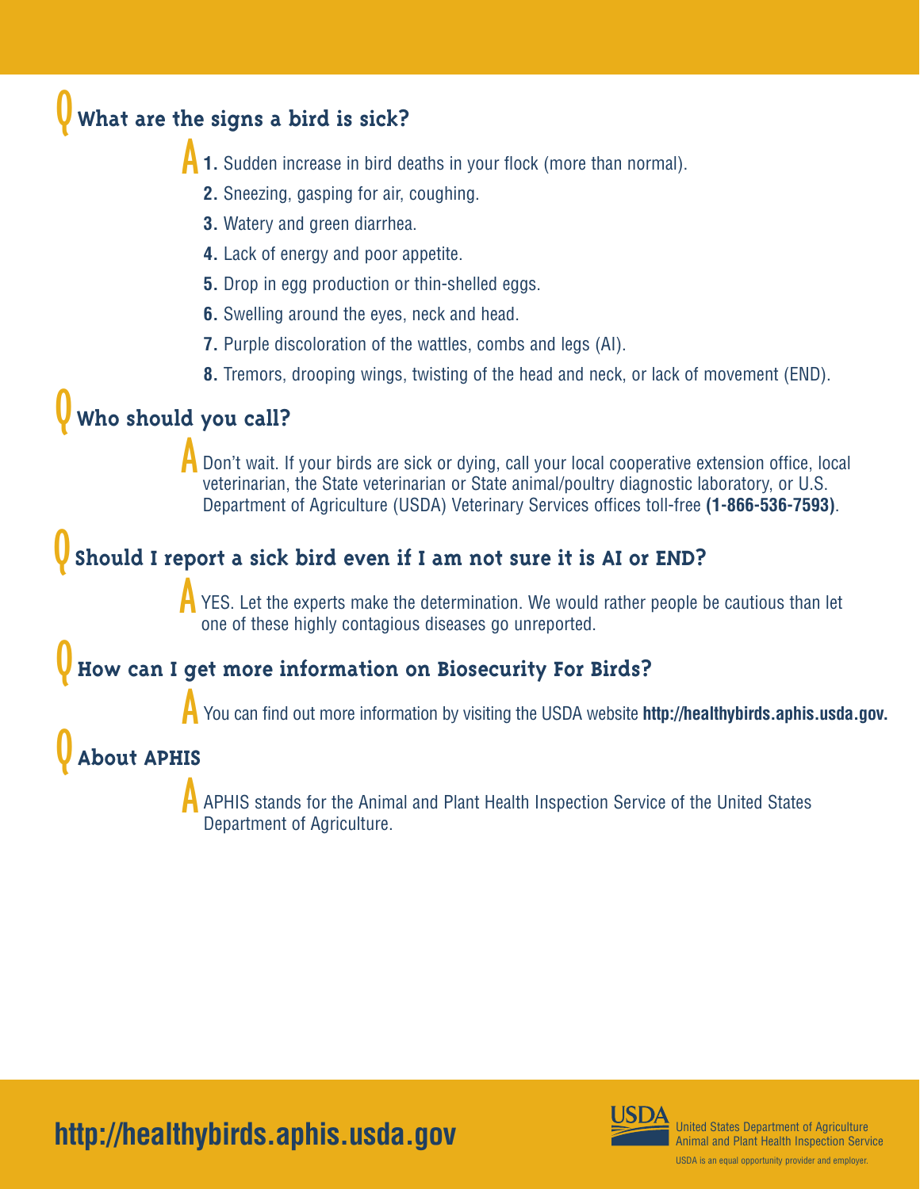## Q What are the signs a bird is sick?

A

1. Sudden increase in bird deaths in your flock (more than normal).
2. Sneezing, gasping for air, coughing.
3. Watery and green diarrhea.
4. Lack of energy and poor appetite.
5. Drop in egg production or thin-shelled eggs.
6. Swelling around the eyes, neck and head.
7. Purple discoloration of the wattles, combs and legs (AI).
8. Tremors, drooping wings, twisting of the head and neck, or lack of movement (END).

## Q Who should you call?

A Don't wait. If your birds are sick or dying, call your local cooperative extension office, local veterinarian, the State veterinarian or State animal/poultry diagnostic laboratory, or U.S. Department of Agriculture (USDA) Veterinary Services offices toll-free **(1-866-536-7593)**.

## Q Should I report a sick bird even if I am not sure it is AI or END?

A YES. Let the experts make the determination. We would rather people be cautious than let one of these highly contagious diseases go unreported.

## Q How can I get more information on Biosecurity For Birds?

A You can find out more information by visiting the USDA website **http://healthybirds.aphis.usda.gov.**

## Q About APHIS

A APHIS stands for the Animal and Plant Health Inspection Service of the United States Department of Agriculture.

**http://healthybirds.aphis.usda.gov**

USDA
United States Department of Agriculture
Animal and Plant Health Inspection Service

USDA is an equal opportunity provider and employer.